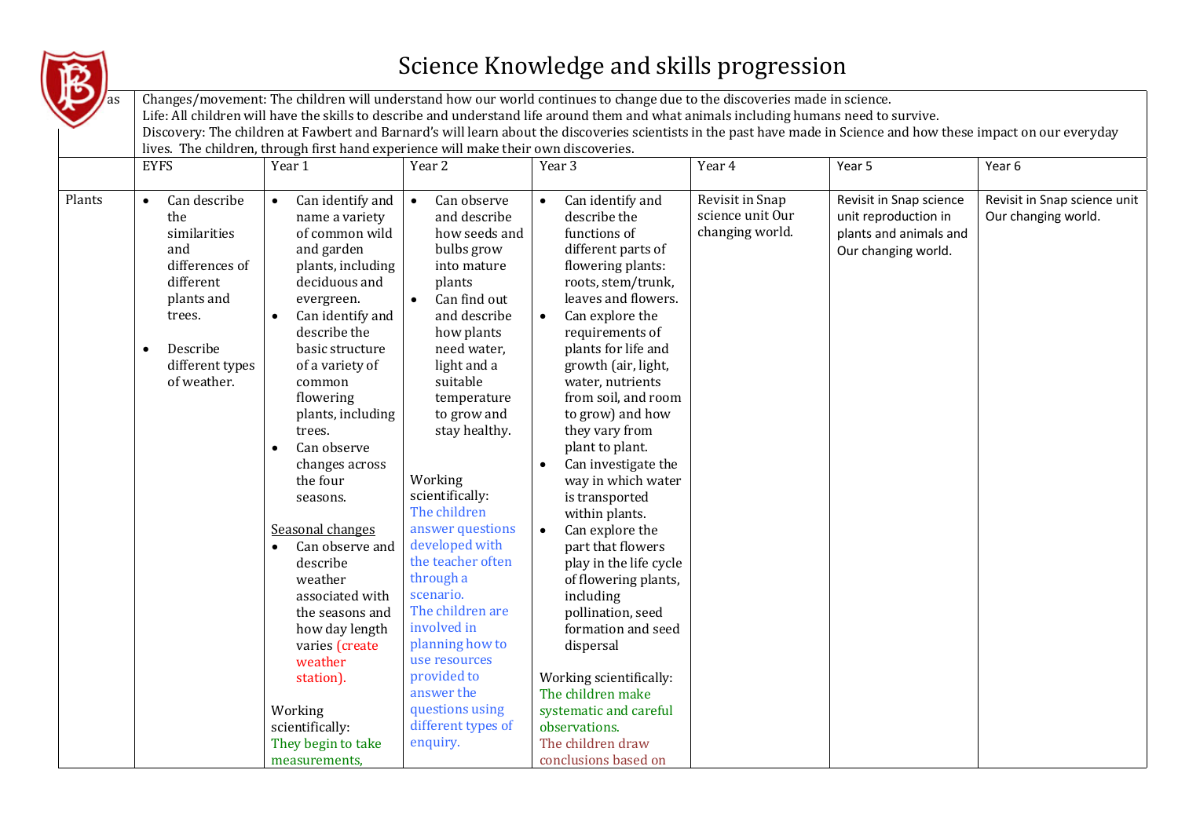# Science Knowledge and skills progression

| ...as | Changes/movement: The children will understand how our world continues to change due to the discoveries made in science.<br>Life: All children will have the skills to describe and understand life around them and what animals including humans need to survive.<br>Discovery: The children at Fawbert and Barnard's will learn about the discoveries scientists in the past have made in Science and how these impact on our everyday lives. The children, through first hand experience will make their own discoveries. | | | | | | |
|---|---|---|---|---|---|---|---|
| | EYFS | Year 1 | Year 2 | Year 3 | Year 4 | Year 5 | Year 6 |
| Plants | • Can describe the similarities and differences of different plants and trees.<br><br>• Describe different types of weather. | • Can identify and name a variety of common wild and garden plants, including deciduous and evergreen.<br>• Can identify and describe the basic structure of a variety of common flowering plants, including trees.<br>• Can observe changes across the four seasons.<br><br>Seasonal changes<br>• Can observe and describe weather associated with the seasons and how day length varies (create weather station).<br><br>Working scientifically:<br>They begin to take measurements, | • Can observe and describe how seeds and bulbs grow into mature plants<br>• Can find out and describe how plants need water, light and a suitable temperature to grow and stay healthy.<br><br>Working scientifically:<br>The children answer questions developed with the teacher often through a scenario.<br>The children are involved in planning how to use resources provided to answer the questions using different types of enquiry. | • Can identify and describe the functions of different parts of flowering plants: roots, stem/trunk, leaves and flowers.<br>• Can explore the requirements of plants for life and growth (air, light, water, nutrients from soil, and room to grow) and how they vary from plant to plant.<br>• Can investigate the way in which water is transported within plants.<br>• Can explore the part that flowers play in the life cycle of flowering plants, including pollination, seed formation and seed dispersal<br><br>Working scientifically:<br>The children make systematic and careful observations.<br>The children draw conclusions based on | Revisit in Snap science unit Our changing world. | Revisit in Snap science unit reproduction in plants and animals and Our changing world. | Revisit in Snap science unit Our changing world. |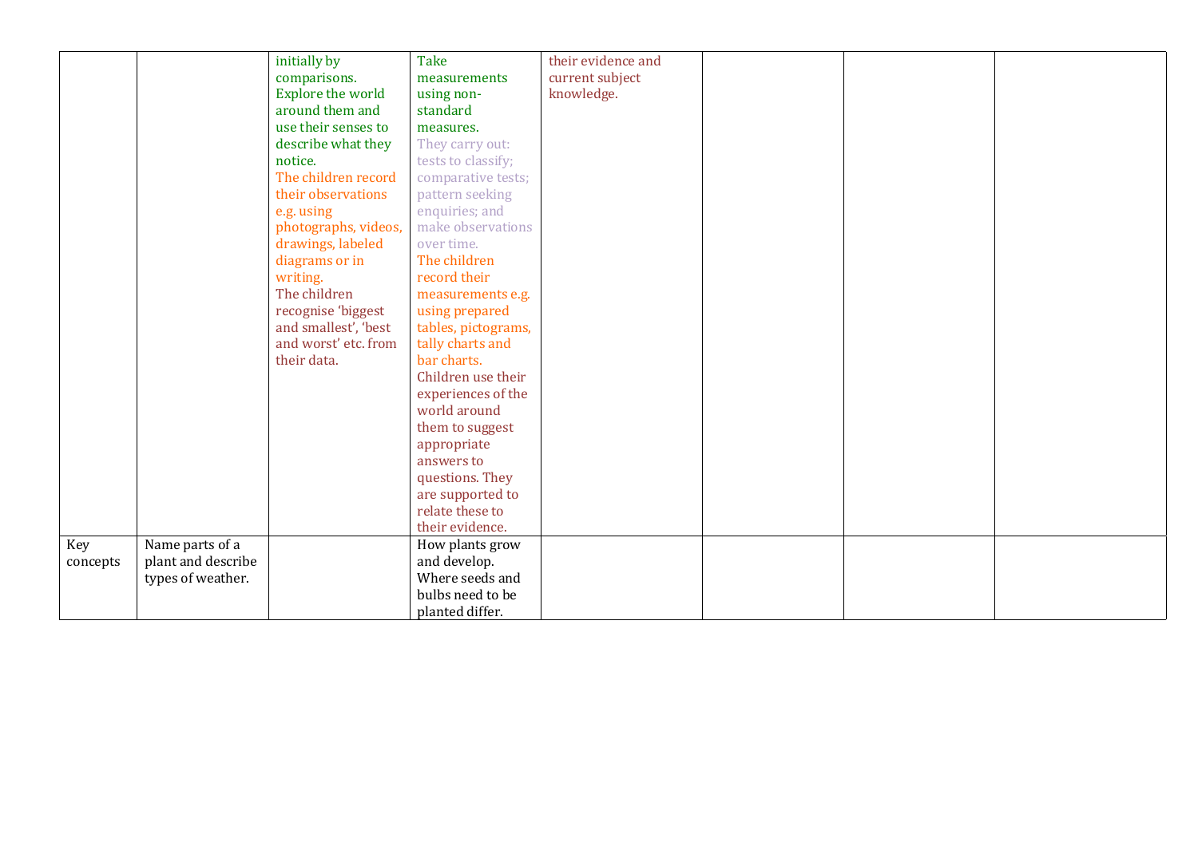| | | | | | | | |
|---|---|---|---|---|---|---|---|
| | | initially by comparisons. Explore the world around them and use their senses to describe what they notice. The children record their observations e.g. using photographs, videos, drawings, labeled diagrams or in writing. The children recognise 'biggest and smallest', 'best and worst' etc. from their data. | Take measurements using non-standard measures. They carry out: tests to classify; comparative tests; pattern seeking enquiries; and make observations over time. The children record their measurements e.g. using prepared tables, pictograms, tally charts and bar charts. Children use their experiences of the world around them to suggest appropriate answers to questions. They are supported to relate these to their evidence. | their evidence and current subject knowledge. | | | |
| Key concepts | Name parts of a plant and describe types of weather. | | How plants grow and develop. Where seeds and bulbs need to be planted differ. | | | | |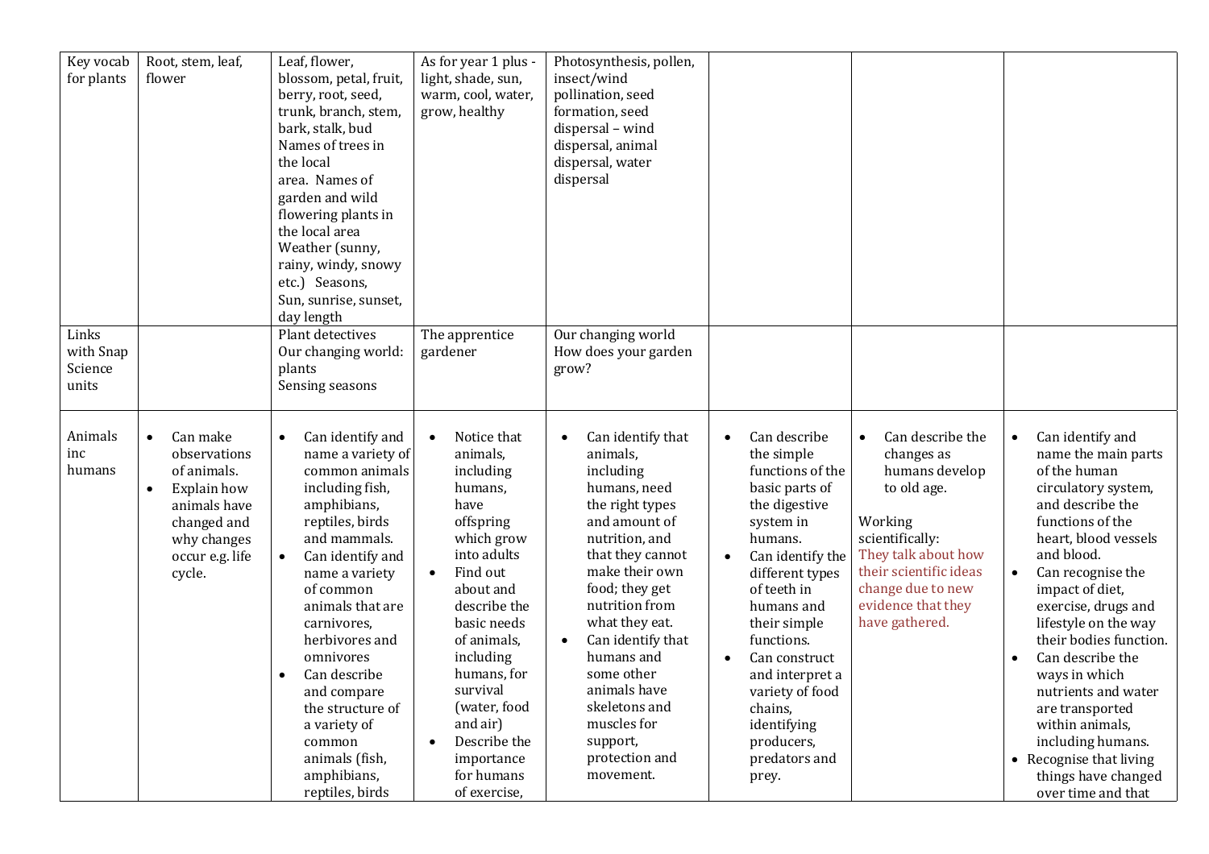| Key vocab for plants | Root, stem, leaf, flower | Leaf, flower, blossom, petal, fruit, berry, root, seed, trunk, branch, stem, bark, stalk, bud Names of trees in the local area. Names of garden and wild flowering plants in the local area Weather (sunny, rainy, windy, snowy etc.) Seasons, Sun, sunrise, sunset, day length | As for year 1 plus - light, shade, sun, warm, cool, water, grow, healthy | Photosynthesis, pollen, insect/wind pollination, seed formation, seed dispersal – wind dispersal, animal dispersal, water dispersal | | | |
|---|---|---|---|---|---|---|---|
| Links with Snap Science units | | Plant detectives<br>Our changing world: plants<br>Sensing seasons | The apprentice gardener | Our changing world<br>How does your garden grow? | | | |
| Animals inc humans | • Can make observations of animals.<br>• Explain how animals have changed and why changes occur e.g. life cycle. | • Can identify and name a variety of common animals including fish, amphibians, reptiles, birds and mammals.<br>• Can identify and name a variety of common animals that are carnivores, herbivores and omnivores<br>• Can describe and compare the structure of a variety of common animals (fish, amphibians, reptiles, birds | • Notice that animals, including humans, have offspring which grow into adults<br>• Find out about and describe the basic needs of animals, including humans, for survival (water, food and air)<br>• Describe the importance for humans of exercise, | • Can identify that animals, including humans, need the right types and amount of nutrition, and that they cannot make their own food; they get nutrition from what they eat.<br>• Can identify that humans and some other animals have skeletons and muscles for support, protection and movement. | • Can describe the simple functions of the basic parts of the digestive system in humans.<br>• Can identify the different types of teeth in humans and their simple functions.<br>• Can construct and interpret a variety of food chains, identifying producers, predators and prey. | • Can describe the changes as humans develop to old age.<br><br>Working scientifically:<br>They talk about how their scientific ideas change due to new evidence that they have gathered. | • Can identify and name the main parts of the human circulatory system, and describe the functions of the heart, blood vessels and blood.<br>• Can recognise the impact of diet, exercise, drugs and lifestyle on the way their bodies function.<br>• Can describe the ways in which nutrients and water are transported within animals, including humans.<br>• Recognise that living things have changed over time and that |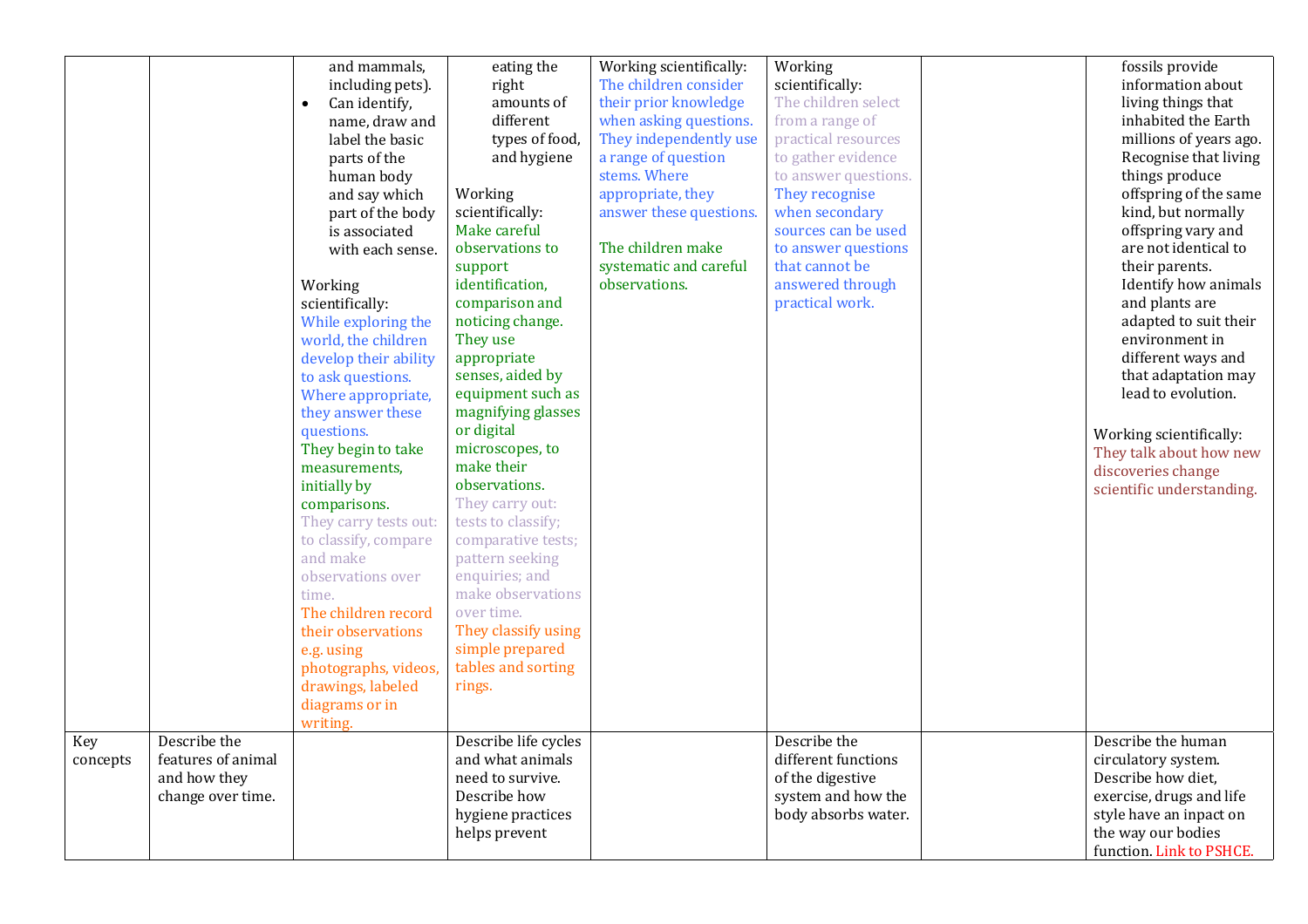| | | | | | | | |
|---|---|---|---|---|---|---|---|
| | | and mammals, including pets).<br>• Can identify, name, draw and label the basic parts of the human body and say which part of the body is associated with each sense.<br><br>Working scientifically:<br>While exploring the world, the children develop their ability to ask questions. Where appropriate, they answer these questions.<br>They begin to take measurements, initially by comparisons.<br>They carry tests out: to classify, compare and make observations over time.<br>The children record their observations e.g. using photographs, videos, drawings, labeled diagrams or in writing. | eating the right amounts of different types of food, and hygiene<br><br>Working scientifically:<br>Make careful observations to support identification, comparison and noticing change.<br>They use appropriate senses, aided by equipment such as magnifying glasses or digital microscopes, to make their observations.<br>They carry out: tests to classify; comparative tests; pattern seeking enquiries; and make observations over time.<br>They classify using simple prepared tables and sorting rings. | Working scientifically:<br>The children consider their prior knowledge when asking questions. They independently use a range of question stems. Where appropriate, they answer these questions.<br><br>The children make systematic and careful observations. | Working scientifically:<br>The children select from a range of practical resources to gather evidence to answer questions.<br>They recognise when secondary sources can be used to answer questions that cannot be answered through practical work. | | fossils provide information about living things that inhabited the Earth millions of years ago. Recognise that living things produce offspring of the same kind, but normally offspring vary and are not identical to their parents. Identify how animals and plants are adapted to suit their environment in different ways and that adaptation may lead to evolution.<br><br>Working scientifically:<br>They talk about how new discoveries change scientific understanding. |
| Key concepts | Describe the features of animal and how they change over time. | | Describe life cycles and what animals need to survive. Describe how hygiene practices helps prevent | | Describe the different functions of the digestive system and how the body absorbs water. | | Describe the human circulatory system. Describe how diet, exercise, drugs and life style have an inpact on the way our bodies function. Link to PSHCE. |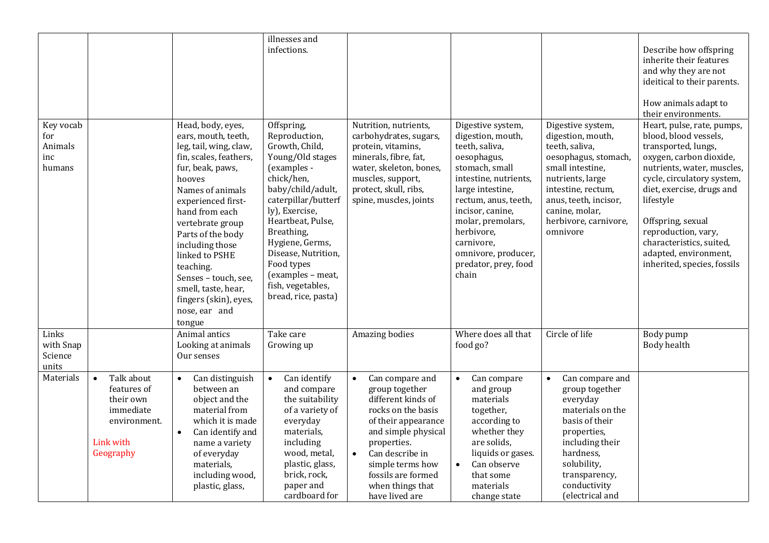| | | | | | | | |
|---|---|---|---|---|---|---|---|
| | | | illnesses and infections. | | | | Describe how offspring inherite their features and why they are not ideitical to their parents.<br><br>How animals adapt to their environments. |
| Key vocab for Animals inc humans | | Head, body, eyes, ears, mouth, teeth, leg, tail, wing, claw, fin, scales, feathers, fur, beak, paws, hooves<br>Names of animals experienced first-hand from each vertebrate group<br>Parts of the body including those linked to PSHE teaching.<br>Senses – touch, see, smell, taste, hear, fingers (skin), eyes, nose, ear and tongue | Offspring, Reproduction, Growth, Child, Young/Old stages (examples - chick/hen, baby/child/adult, caterpillar/butterfly), Exercise, Heartbeat, Pulse, Breathing, Hygiene, Germs, Disease, Nutrition, Food types (examples – meat, fish, vegetables, bread, rice, pasta) | Nutrition, nutrients, carbohydrates, sugars, protein, vitamins, minerals, fibre, fat, water, skeleton, bones, muscles, support, protect, skull, ribs, spine, muscles, joints | Digestive system, digestion, mouth, teeth, saliva, oesophagus, stomach, small intestine, nutrients, large intestine, rectum, anus, teeth, incisor, canine, molar, premolars, herbivore, carnivore, omnivore, producer, predator, prey, food chain | Digestive system, digestion, mouth, teeth, saliva, oesophagus, stomach, small intestine, nutrients, large intestine, rectum, anus, teeth, incisor, canine, molar, herbivore, carnivore, omnivore | Heart, pulse, rate, pumps, blood, blood vessels, transported, lungs, oxygen, carbon dioxide, nutrients, water, muscles, cycle, circulatory system, diet, exercise, drugs and lifestyle<br><br>Offspring, sexual reproduction, vary, characteristics, suited, adapted, environment, inherited, species, fossils |
| Links with Snap Science units | | Animal antics<br>Looking at animals<br>Our senses | Take care<br>Growing up | Amazing bodies | Where does all that food go? | Circle of life | Body pump<br>Body health |
| Materials | • Talk about features of their own immediate environment.<br><br>Link with Geography | • Can distinguish between an object and the material from which it is made<br>• Can identify and name a variety of everyday materials, including wood, plastic, glass, | • Can identify and compare the suitability of a variety of everyday materials, including wood, metal, plastic, glass, brick, rock, paper and cardboard for | • Can compare and group together different kinds of rocks on the basis of their appearance and simple physical properties.<br>• Can describe in simple terms how fossils are formed when things that have lived are | • Can compare and group materials together, according to whether they are solids, liquids or gases.<br>• Can observe that some materials change state | • Can compare and group together everyday materials on the basis of their properties, including their hardness, solubility, transparency, conductivity (electrical and | |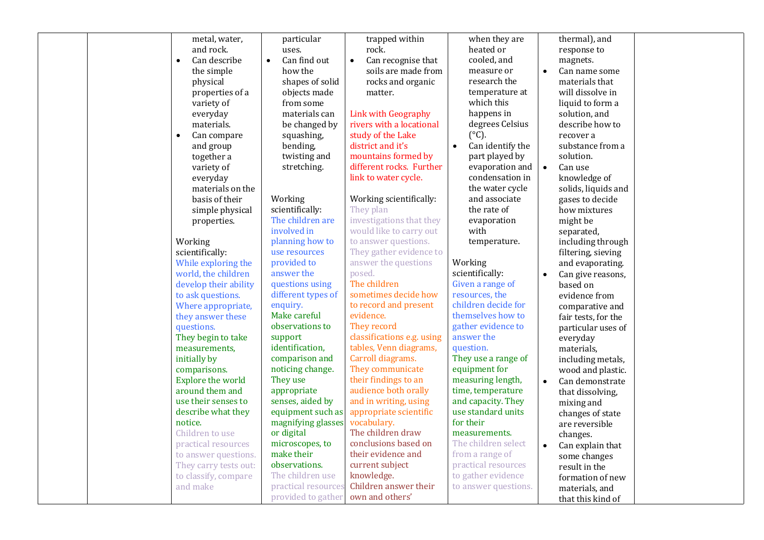|  |  |  |  |  |  |  |  |
|---|---|---|---|---|---|---|---|
|  |  | metal, water, and rock.<br>• Can describe the simple physical properties of a variety of everyday materials.<br>• Can compare and group together a variety of everyday materials on the basis of their simple physical properties.<br><br>Working scientifically:<br>While exploring the world, the children develop their ability to ask questions. Where appropriate, they answer these questions.<br>They begin to take measurements, initially by comparisons.<br>Explore the world around them and use their senses to describe what they notice.<br>Children to use practical resources to answer questions. They carry tests out: to classify, compare and make | particular uses.<br>• Can find out how the shapes of solid objects made from some materials can be changed by squashing, bending, twisting and stretching.<br><br>Working scientifically:<br>The children are involved in planning how to use resources provided to answer the questions using different types of enquiry.<br>Make careful observations to support identification, comparison and noticing change.<br>They use appropriate senses, aided by equipment such as magnifying glasses or digital microscopes, to make their observations.<br>The children use practical resources provided to gather | trapped within rock.<br>• Can recognise that soils are made from rocks and organic matter.<br><br>Link with Geography rivers with a locational study of the Lake district and it's mountains formed by different rocks. Further link to water cycle.<br><br>Working scientifically:<br>They plan investigations that they would like to carry out to answer questions. They gather evidence to answer the questions posed.<br>The children sometimes decide how to record and present evidence.<br>They record classifications e.g. using tables, Venn diagrams, Carroll diagrams.<br>They communicate their findings to an audience both orally and in writing, using appropriate scientific vocabulary.<br>The children draw conclusions based on their evidence and current subject knowledge.<br>Children answer their own and others' | when they are heated or cooled, and measure or research the temperature at which this happens in degrees Celsius (°C).<br>• Can identify the part played by evaporation and condensation in the water cycle and associate the rate of evaporation with temperature.<br><br>Working scientifically:<br>Given a range of resources, the children decide for themselves how to gather evidence to answer the question.<br>They use a range of equipment for measuring length, time, temperature and capacity. They use standard units for their measurements.<br>The children select from a range of practical resources to gather evidence to answer questions. | thermal), and response to magnets.<br>• Can name some materials that will dissolve in liquid to form a solution, and describe how to recover a substance from a solution.<br>• Can use knowledge of solids, liquids and gases to decide how mixtures might be separated, including through filtering, sieving and evaporating.<br>• Can give reasons, based on evidence from comparative and fair tests, for the particular uses of everyday materials, including metals, wood and plastic.<br>• Can demonstrate that dissolving, mixing and changes of state are reversible changes.<br>• Can explain that some changes result in the formation of new materials, and that this kind of |  |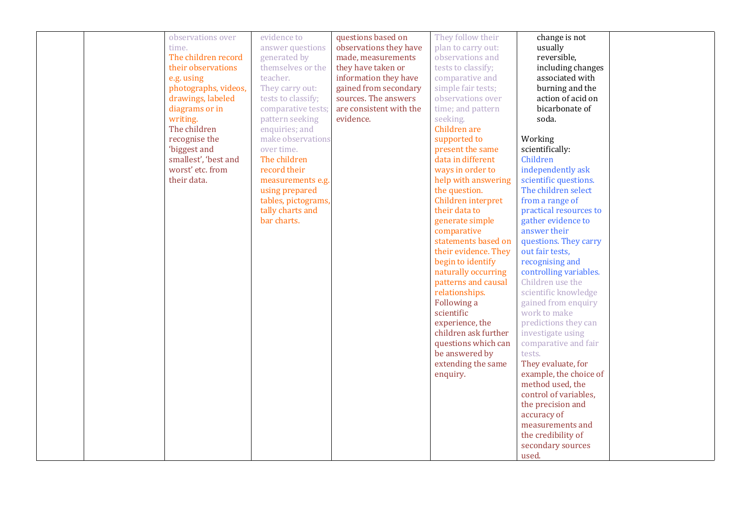|  |  |  |  |  |  |  |  |
|---|---|---|---|---|---|---|---|
|  |  | observations over time. The children record their observations e.g. using photographs, videos, drawings, labeled diagrams or in writing. The children recognise the 'biggest and smallest', 'best and worst' etc. from their data. | evidence to answer questions generated by themselves or the teacher. They carry out: tests to classify; comparative tests; pattern seeking enquiries; and make observations over time. The children record their measurements e.g. using prepared tables, pictograms, tally charts and bar charts. | questions based on observations they have made, measurements they have taken or information they have gained from secondary sources. The answers are consistent with the evidence. | They follow their plan to carry out: observations and tests to classify; comparative and simple fair tests; observations over time; and pattern seeking. Children are supported to present the same data in different ways in order to help with answering the question. Children interpret their data to generate simple comparative statements based on their evidence. They begin to identify naturally occurring patterns and causal relationships. Following a scientific experience, the children ask further questions which can be answered by extending the same enquiry. | change is not usually reversible, including changes associated with burning and the action of acid on bicarbonate of soda.<br><br>Working scientifically:<br>Children independently ask scientific questions. The children select from a range of practical resources to gather evidence to answer their questions. They carry out fair tests, recognising and controlling variables. Children use the scientific knowledge gained from enquiry work to make predictions they can investigate using comparative and fair tests. They evaluate, for example, the choice of method used, the control of variables, the precision and accuracy of measurements and the credibility of secondary sources used. |  |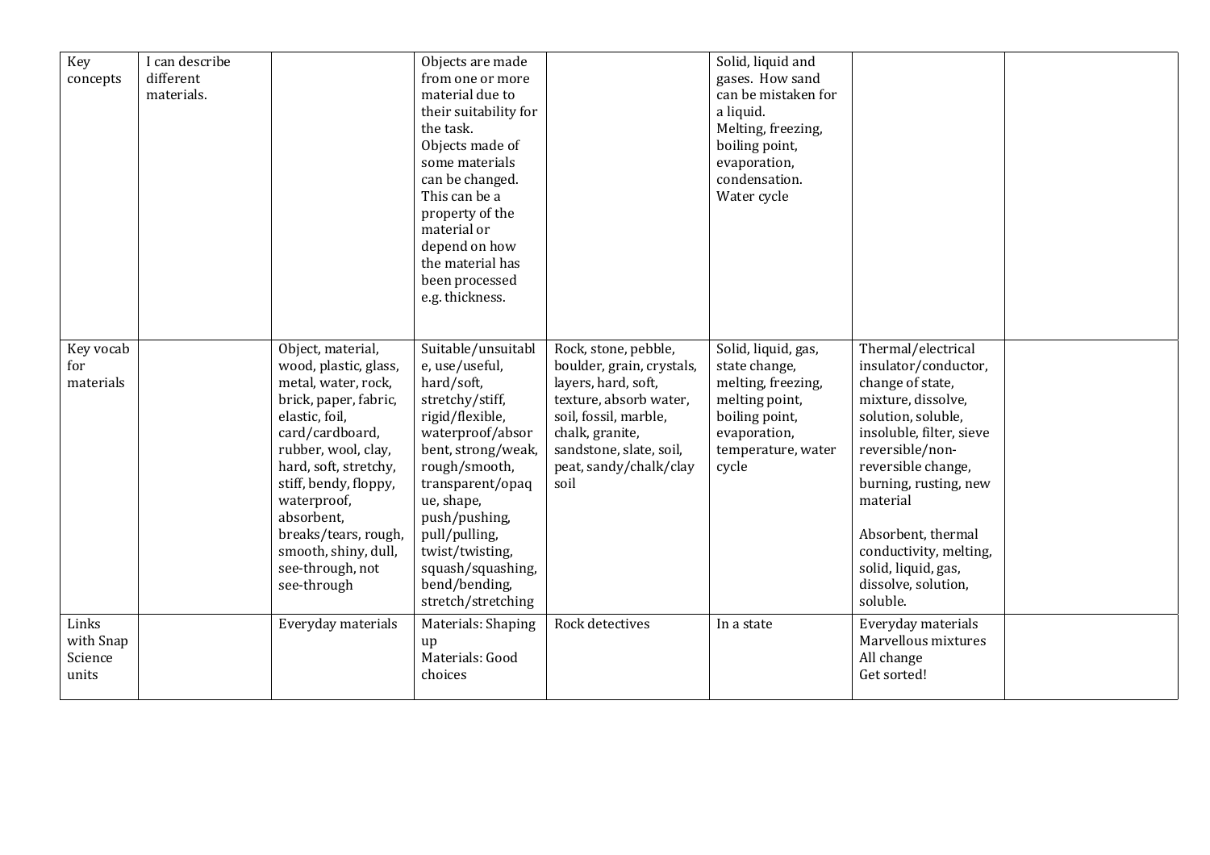| Key concepts | I can describe different materials. | | Objects are made from one or more material due to their suitability for the task. Objects made of some materials can be changed. This can be a property of the material or depend on how the material has been processed e.g. thickness. | | Solid, liquid and gases. How sand can be mistaken for a liquid. Melting, freezing, boiling point, evaporation, condensation. Water cycle | | |
|---|---|---|---|---|---|---|---|
| Key vocab for materials | | Object, material, wood, plastic, glass, metal, water, rock, brick, paper, fabric, elastic, foil, card/cardboard, rubber, wool, clay, hard, soft, stretchy, stiff, bendy, floppy, waterproof, absorbent, breaks/tears, rough, smooth, shiny, dull, see-through, not see-through | Suitable/unsuitable, use/useful, hard/soft, stretchy/stiff, rigid/flexible, waterproof/absorbent, strong/weak, rough/smooth, transparent/opaque, shape, push/pushing, pull/pulling, twist/twisting, squash/squashing, bend/bending, stretch/stretching | Rock, stone, pebble, boulder, grain, crystals, layers, hard, soft, texture, absorb water, soil, fossil, marble, chalk, granite, sandstone, slate, soil, peat, sandy/chalk/clay soil | Solid, liquid, gas, state change, melting, freezing, melting point, boiling point, evaporation, temperature, water cycle | Thermal/electrical insulator/conductor, change of state, mixture, dissolve, solution, soluble, insoluble, filter, sieve reversible/non-reversible change, burning, rusting, new material<br><br>Absorbent, thermal conductivity, melting, solid, liquid, gas, dissolve, solution, soluble. | |
| Links with Snap Science units | | Everyday materials | Materials: Shaping up<br>Materials: Good choices | Rock detectives | In a state | Everyday materials<br>Marvellous mixtures<br>All change<br>Get sorted! | |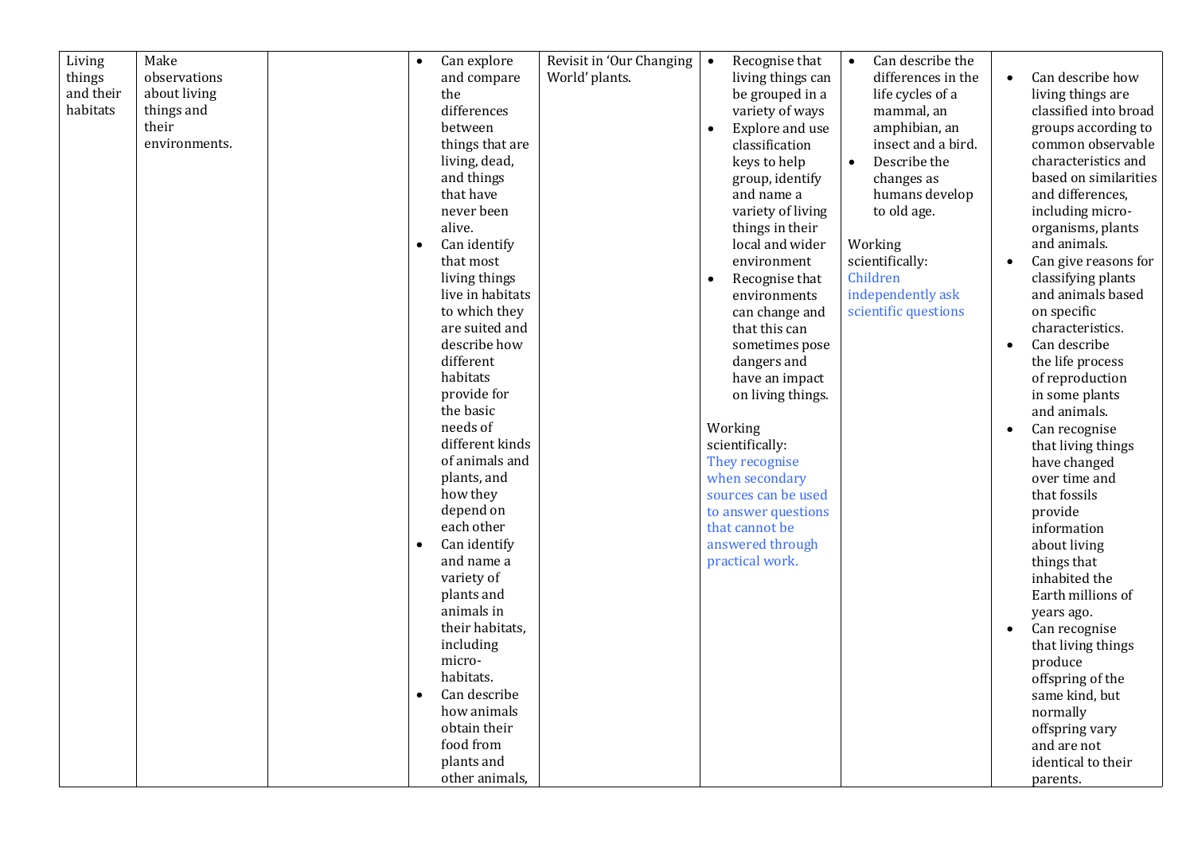| Living things and their habitats | Make observations about living things and their environments. | | <ul><li>Can explore and compare the differences between things that are living, dead, and things that have never been alive.</li><li>Can identify that most living things live in habitats to which they are suited and describe how different habitats provide for the basic needs of different kinds of animals and plants, and how they depend on each other</li><li>Can identify and name a variety of plants and animals in their habitats, including micro-habitats.</li><li>Can describe how animals obtain their food from plants and other animals,</li></ul> | Revisit in 'Our Changing World' plants. | <ul><li>Recognise that living things can be grouped in a variety of ways</li><li>Explore and use classification keys to help group, identify and name a variety of living things in their local and wider environment</li><li>Recognise that environments can change and that this can sometimes pose dangers and have an impact on living things.</li></ul>Working scientifically: They recognise when secondary sources can be used to answer questions that cannot be answered through practical work. | <ul><li>Can describe the differences in the life cycles of a mammal, an amphibian, an insect and a bird.</li><li>Describe the changes as humans develop to old age.</li></ul>Working scientifically: Children independently ask scientific questions | <ul><li>Can describe how living things are classified into broad groups according to common observable characteristics and based on similarities and differences, including micro-organisms, plants and animals.</li><li>Can give reasons for classifying plants and animals based on specific characteristics.</li><li>Can describe the life process of reproduction in some plants and animals.</li><li>Can recognise that living things have changed over time and that fossils provide information about living things that inhabited the Earth millions of years ago.</li><li>Can recognise that living things produce offspring of the same kind, but normally offspring vary and are not identical to their parents.</li></ul> |
|---|---|---|---|---|---|---|---|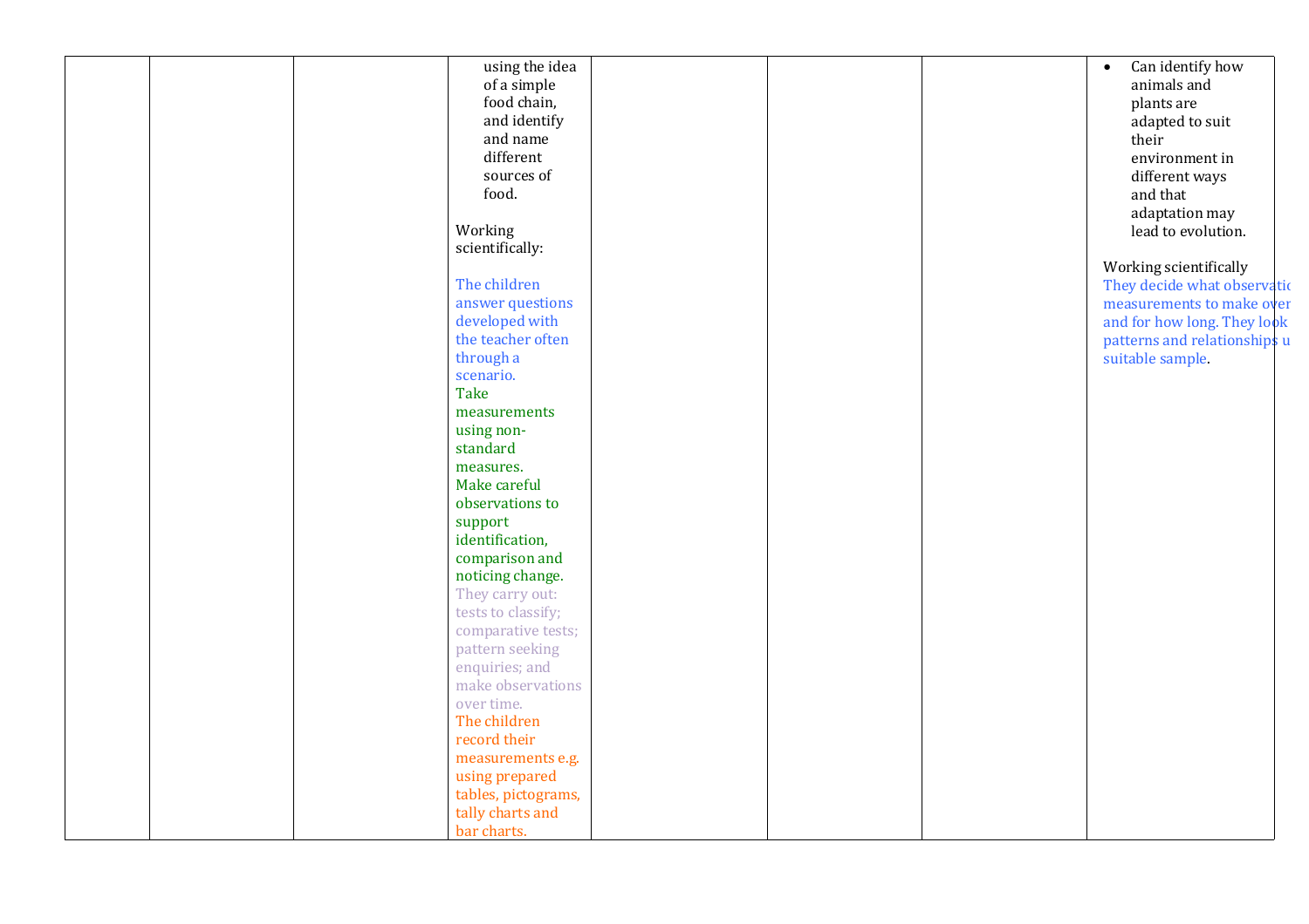| | | | | | | | |
|---|---|---|---|---|---|---|---|
| | | | using the idea of a simple food chain, and identify and name different sources of food.<br><br>Working scientifically:<br><br>The children answer questions developed with the teacher often through a scenario.<br>Take measurements using non-standard measures.<br>Make careful observations to support identification, comparison and noticing change.<br>They carry out: tests to classify; comparative tests; pattern seeking enquiries; and make observations over time.<br>The children record their measurements e.g. using prepared tables, pictograms, tally charts and bar charts. | | | | • Can identify how animals and plants are adapted to suit their environment in different ways and that adaptation may lead to evolution.<br><br>Working scientifically<br>They decide what observatio measurements to make over and for how long. They look patterns and relationships u suitable sample. |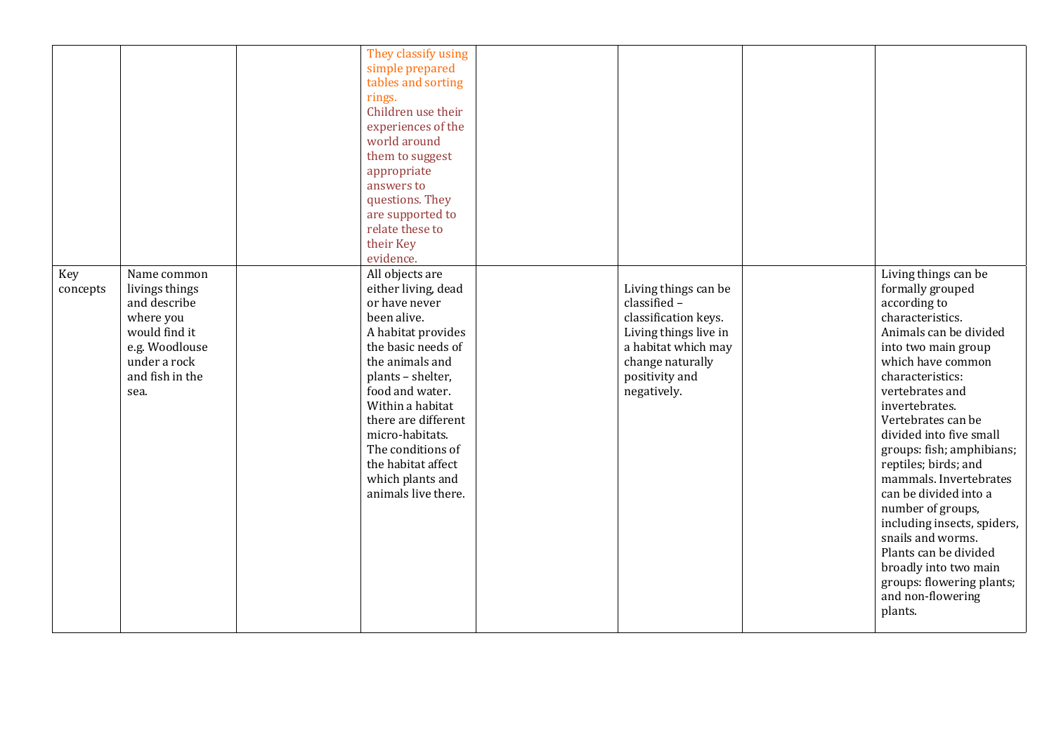| | | | | | | | |
|---|---|---|---|---|---|---|---|
| | | | They classify using simple prepared tables and sorting rings. Children use their experiences of the world around them to suggest appropriate answers to questions. They are supported to relate these to their Key evidence. | | | | |
| Key concepts | Name common livings things and describe where you would find it e.g. Woodlouse under a rock and fish in the sea. | | All objects are either living, dead or have never been alive. A habitat provides the basic needs of the animals and plants – shelter, food and water. Within a habitat there are different micro-habitats. The conditions of the habitat affect which plants and animals live there. | | Living things can be classified – classification keys. Living things live in a habitat which may change naturally positivity and negatively. | | Living things can be formally grouped according to characteristics. Animals can be divided into two main group which have common characteristics: vertebrates and invertebrates. Vertebrates can be divided into five small groups: fish; amphibians; reptiles; birds; and mammals. Invertebrates can be divided into a number of groups, including insects, spiders, snails and worms. Plants can be divided broadly into two main groups: flowering plants; and non-flowering plants. |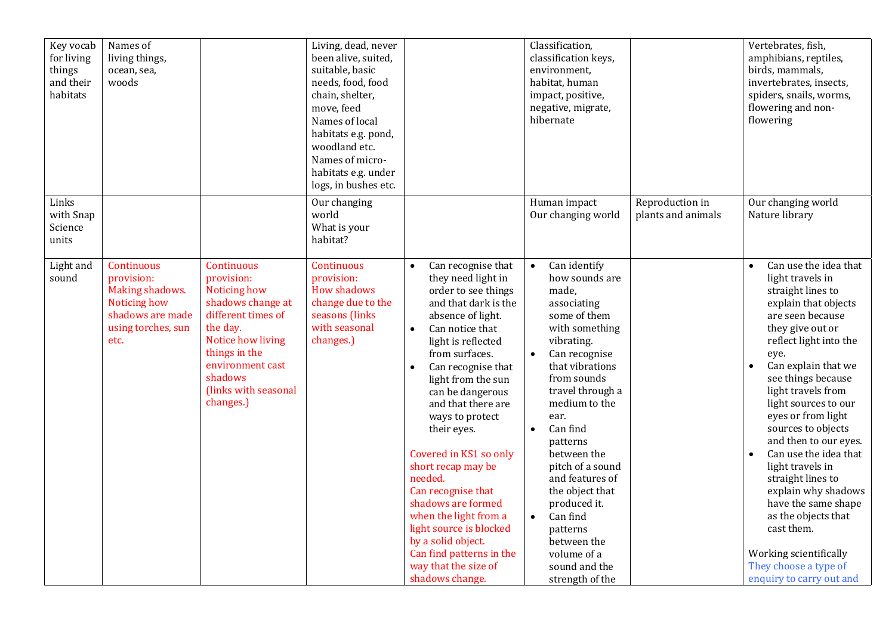| Key vocab for living things and their habitats | Names of living things, ocean, sea, woods | | Living, dead, never been alive, suited, suitable, basic needs, food, food chain, shelter, move, feed<br>Names of local habitats e.g. pond, woodland etc.<br>Names of micro-habitats e.g. under logs, in bushes etc. | | Classification, classification keys, environment, habitat, human impact, positive, negative, migrate, hibernate | | Vertebrates, fish, amphibians, reptiles, birds, mammals, invertebrates, insects, spiders, snails, worms, flowering and non-flowering |
|---|---|---|---|---|---|---|---|
| Links with Snap Science units | | | Our changing world<br>What is your habitat? | | Human impact<br>Our changing world | Reproduction in plants and animals | Our changing world<br>Nature library |
| Light and sound | Continuous provision: Making shadows. Noticing how shadows are made using torches, sun etc. | Continuous provision: Noticing how shadows change at different times of the day.<br>Notice how living things in the environment cast shadows (links with seasonal changes.) | Continuous provision: How shadows change due to the seasons (links with seasonal changes.) | • Can recognise that they need light in order to see things and that dark is the absence of light.<br>• Can notice that light is reflected from surfaces.<br>• Can recognise that light from the sun can be dangerous and that there are ways to protect their eyes.<br><br>Covered in KS1 so only short recap may be needed.<br>Can recognise that shadows are formed when the light from a light source is blocked by a solid object.<br>Can find patterns in the way that the size of shadows change. | • Can identify how sounds are made, associating some of them with something vibrating.<br>• Can recognise that vibrations from sounds travel through a medium to the ear.<br>• Can find patterns between the pitch of a sound and features of the object that produced it.<br>• Can find patterns between the volume of a sound and the strength of the | | • Can use the idea that light travels in straight lines to explain that objects are seen because they give out or reflect light into the eye.<br>• Can explain that we see things because light travels from light sources to our eyes or from light sources to objects and then to our eyes.<br>• Can use the idea that light travels in straight lines to explain why shadows have the same shape as the objects that cast them.<br><br>Working scientifically<br>They choose a type of enquiry to carry out and |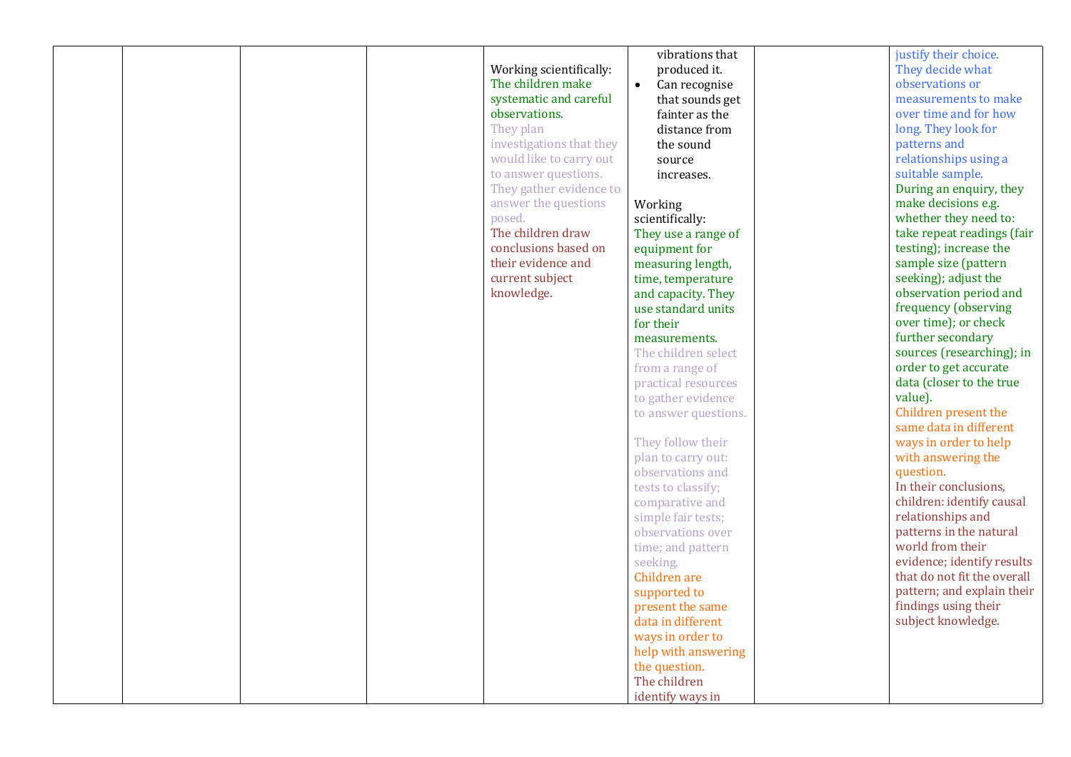|  |  |  |  | Working scientifically:<br>The children make systematic and careful observations.<br>They plan investigations that they would like to carry out to answer questions.<br>They gather evidence to answer the questions posed.<br>The children draw conclusions based on their evidence and current subject knowledge. | vibrations that produced it.<br>• Can recognise that sounds get fainter as the distance from the sound source increases.<br><br>Working scientifically:<br>They use a range of equipment for measuring length, time, temperature and capacity. They use standard units for their measurements.<br>The children select from a range of practical resources to gather evidence to answer questions.<br><br>They follow their plan to carry out: observations and tests to classify; comparative and simple fair tests; observations over time; and pattern seeking.<br>Children are supported to present the same data in different ways in order to help with answering the question.<br>The children identify ways in |  | justify their choice.<br>They decide what observations or measurements to make over time and for how long. They look for patterns and relationships using a suitable sample.<br>During an enquiry, they make decisions e.g. whether they need to: take repeat readings (fair testing); increase the sample size (pattern seeking); adjust the observation period and frequency (observing over time); or check further secondary sources (researching); in order to get accurate data (closer to the true value).<br>Children present the same data in different ways in order to help with answering the question.<br>In their conclusions, children: identify causal relationships and patterns in the natural world from their evidence; identify results that do not fit the overall pattern; and explain their findings using their subject knowledge. |
|---|---|---|---|---|---|---|---|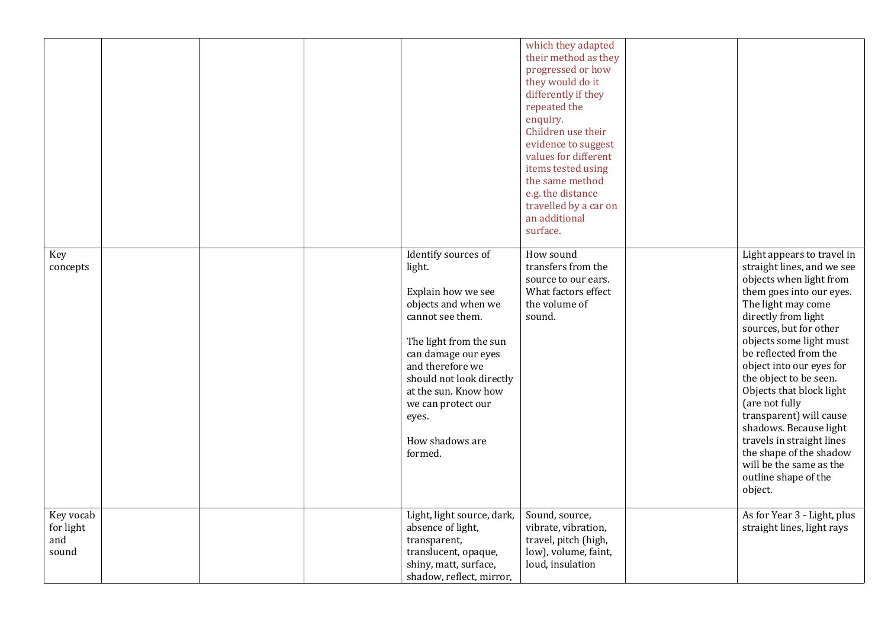| | | | | | | | |
|---|---|---|---|---|---|---|---|
| | | | | | which they adapted their method as they progressed or how they would do it differently if they repeated the enquiry.<br>Children use their evidence to suggest values for different items tested using the same method e.g. the distance travelled by a car on an additional surface. | | |
| Key concepts | | | | Identify sources of light.<br><br>Explain how we see objects and when we cannot see them.<br><br>The light from the sun can damage our eyes and therefore we should not look directly at the sun. Know how we can protect our eyes.<br><br>How shadows are formed. | How sound transfers from the source to our ears. What factors effect the volume of sound. | | Light appears to travel in straight lines, and we see objects when light from them goes into our eyes. The light may come directly from light sources, but for other objects some light must be reflected from the object into our eyes for the object to be seen. Objects that block light (are not fully transparent) will cause shadows. Because light travels in straight lines the shape of the shadow will be the same as the outline shape of the object. |
| Key vocab for light and sound | | | | Light, light source, dark, absence of light, transparent, translucent, opaque, shiny, matt, surface, shadow, reflect, mirror, | Sound, source, vibrate, vibration, travel, pitch (high, low), volume, faint, loud, insulation | | As for Year 3 - Light, plus straight lines, light rays |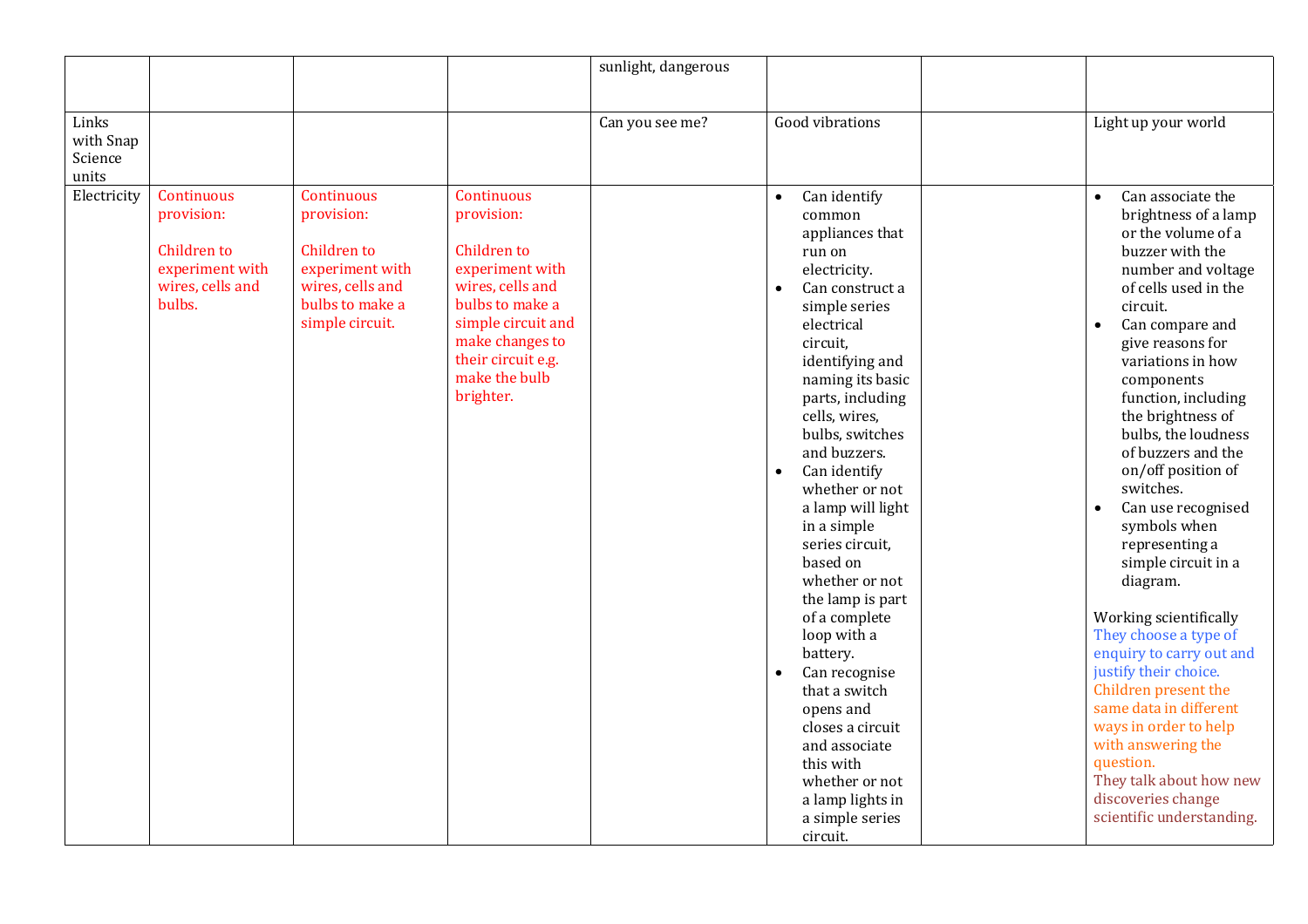| | | | | | | | |
|---|---|---|---|---|---|---|---|
| | | | | sunlight, dangerous | | | |
| Links with Snap Science units | | | | Can you see me? | Good vibrations | | Light up your world |
| Electricity | Continuous provision:<br><br>Children to experiment with wires, cells and bulbs. | Continuous provision:<br><br>Children to experiment with wires, cells and bulbs to make a simple circuit. | Continuous provision:<br><br>Children to experiment with wires, cells and bulbs to make a simple circuit and make changes to their circuit e.g. make the bulb brighter. | | • Can identify common appliances that run on electricity.<br>• Can construct a simple series electrical circuit, identifying and naming its basic parts, including cells, wires, bulbs, switches and buzzers.<br>• Can identify whether or not a lamp will light in a simple series circuit, based on whether or not the lamp is part of a complete loop with a battery.<br>• Can recognise that a switch opens and closes a circuit and associate this with whether or not a lamp lights in a simple series circuit. | | • Can associate the brightness of a lamp or the volume of a buzzer with the number and voltage of cells used in the circuit.<br>• Can compare and give reasons for variations in how components function, including the brightness of bulbs, the loudness of buzzers and the on/off position of switches.<br>• Can use recognised symbols when representing a simple circuit in a diagram.<br><br>Working scientifically<br>They choose a type of enquiry to carry out and justify their choice.<br>Children present the same data in different ways in order to help with answering the question.<br>They talk about how new discoveries change scientific understanding. |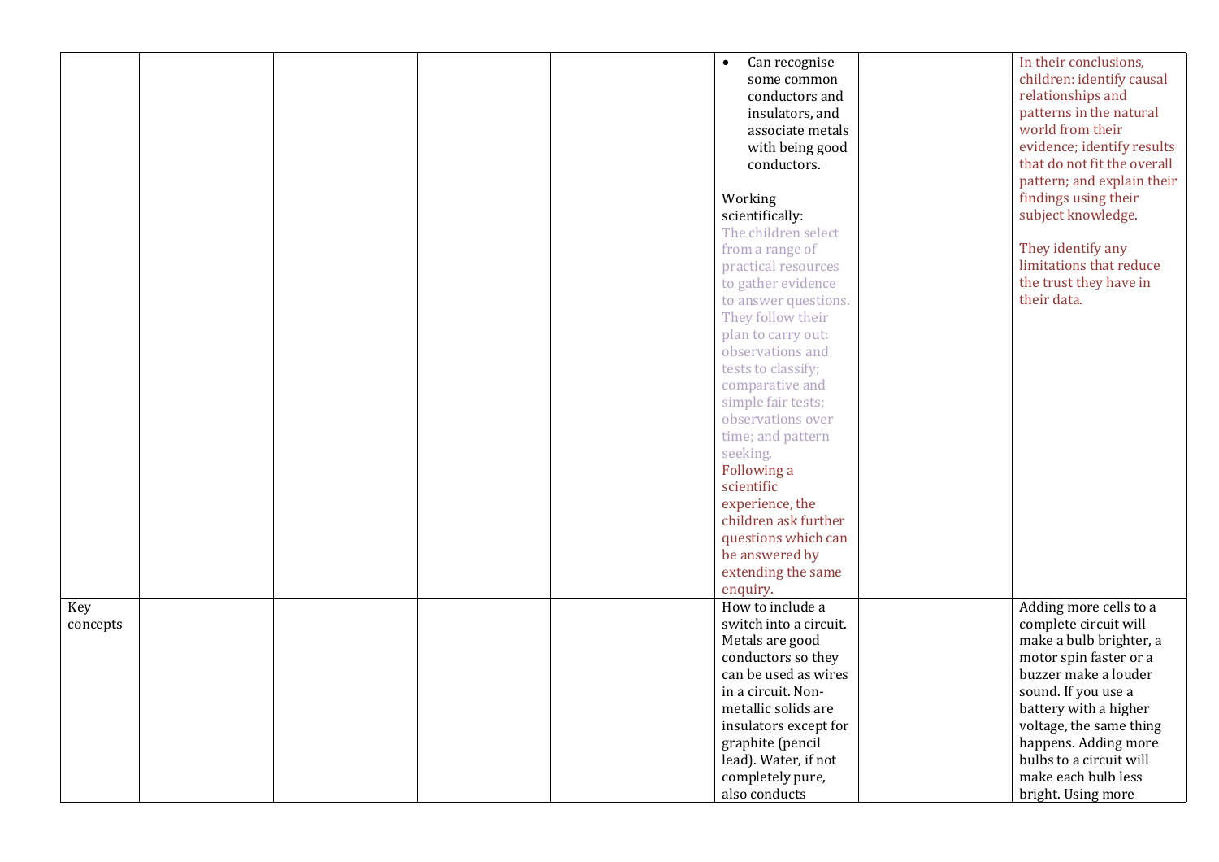| | | | | | | | |
|---|---|---|---|---|---|---|---|
| | | | | | • Can recognise some common conductors and insulators, and associate metals with being good conductors.<br><br>Working scientifically:<br>The children select from a range of practical resources to gather evidence to answer questions. They follow their plan to carry out: observations and tests to classify; comparative and simple fair tests; observations over time; and pattern seeking.<br>Following a scientific experience, the children ask further questions which can be answered by extending the same enquiry. | | In their conclusions, children: identify causal relationships and patterns in the natural world from their evidence; identify results that do not fit the overall pattern; and explain their findings using their subject knowledge.<br><br>They identify any limitations that reduce the trust they have in their data. |
| Key concepts | | | | | How to include a switch into a circuit. Metals are good conductors so they can be used as wires in a circuit. Non-metallic solids are insulators except for graphite (pencil lead). Water, if not completely pure, also conducts | | Adding more cells to a complete circuit will make a bulb brighter, a motor spin faster or a buzzer make a louder sound. If you use a battery with a higher voltage, the same thing happens. Adding more bulbs to a circuit will make each bulb less bright. Using more |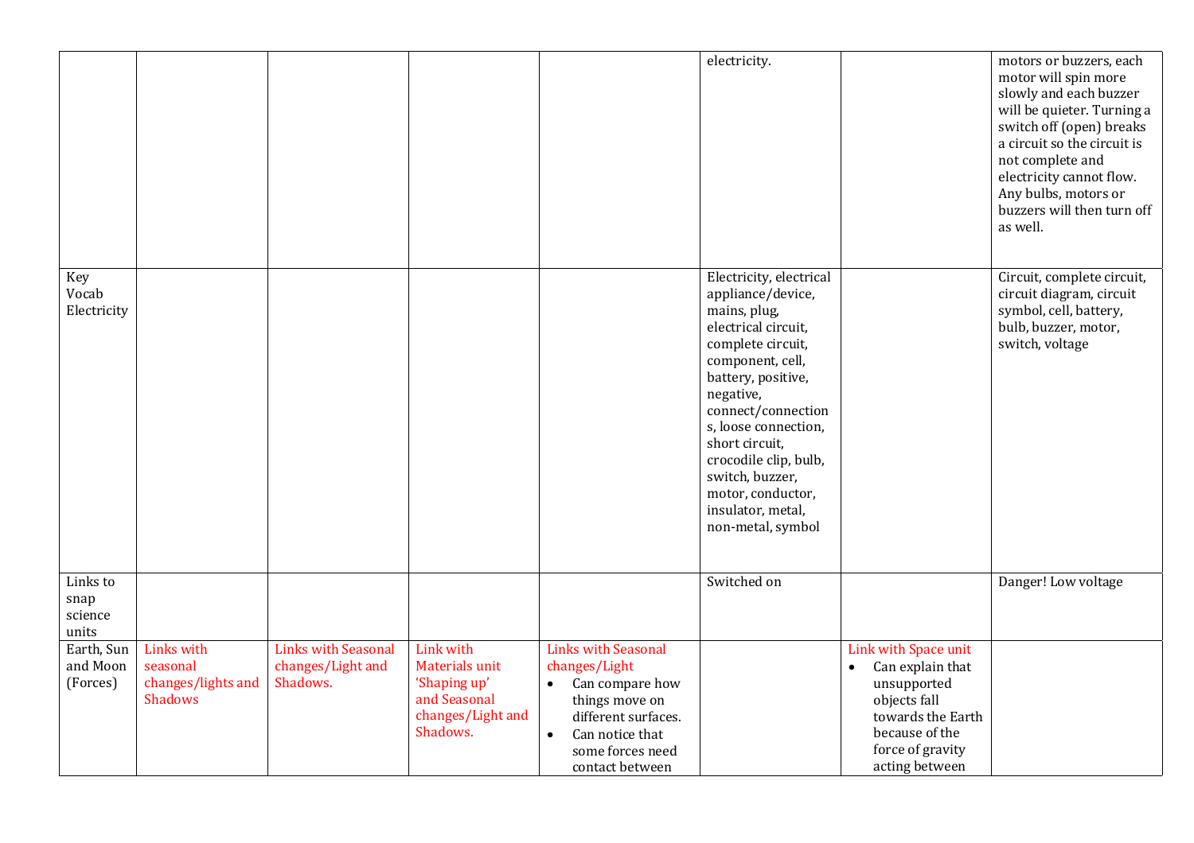| | | | | | | | |
|---|---|---|---|---|---|---|---|
| | | | | | electricity. | | motors or buzzers, each motor will spin more slowly and each buzzer will be quieter. Turning a switch off (open) breaks a circuit so the circuit is not complete and electricity cannot flow. Any bulbs, motors or buzzers will then turn off as well. |
| Key Vocab Electricity | | | | | Electricity, electrical appliance/device, mains, plug, electrical circuit, complete circuit, component, cell, battery, positive, negative, connect/connections, loose connection, short circuit, crocodile clip, bulb, switch, buzzer, motor, conductor, insulator, metal, non-metal, symbol | | Circuit, complete circuit, circuit diagram, circuit symbol, cell, battery, bulb, buzzer, motor, switch, voltage |
| Links to snap science units | | | | | Switched on | | Danger! Low voltage |
| Earth, Sun and Moon (Forces) | Links with seasonal changes/lights and Shadows | Links with Seasonal changes/Light and Shadows. | Link with Materials unit 'Shaping up' and Seasonal changes/Light and Shadows. | Links with Seasonal changes/Light<br>• Can compare how things move on different surfaces.<br>• Can notice that some forces need contact between | | Link with Space unit<br>• Can explain that unsupported objects fall towards the Earth because of the force of gravity acting between | |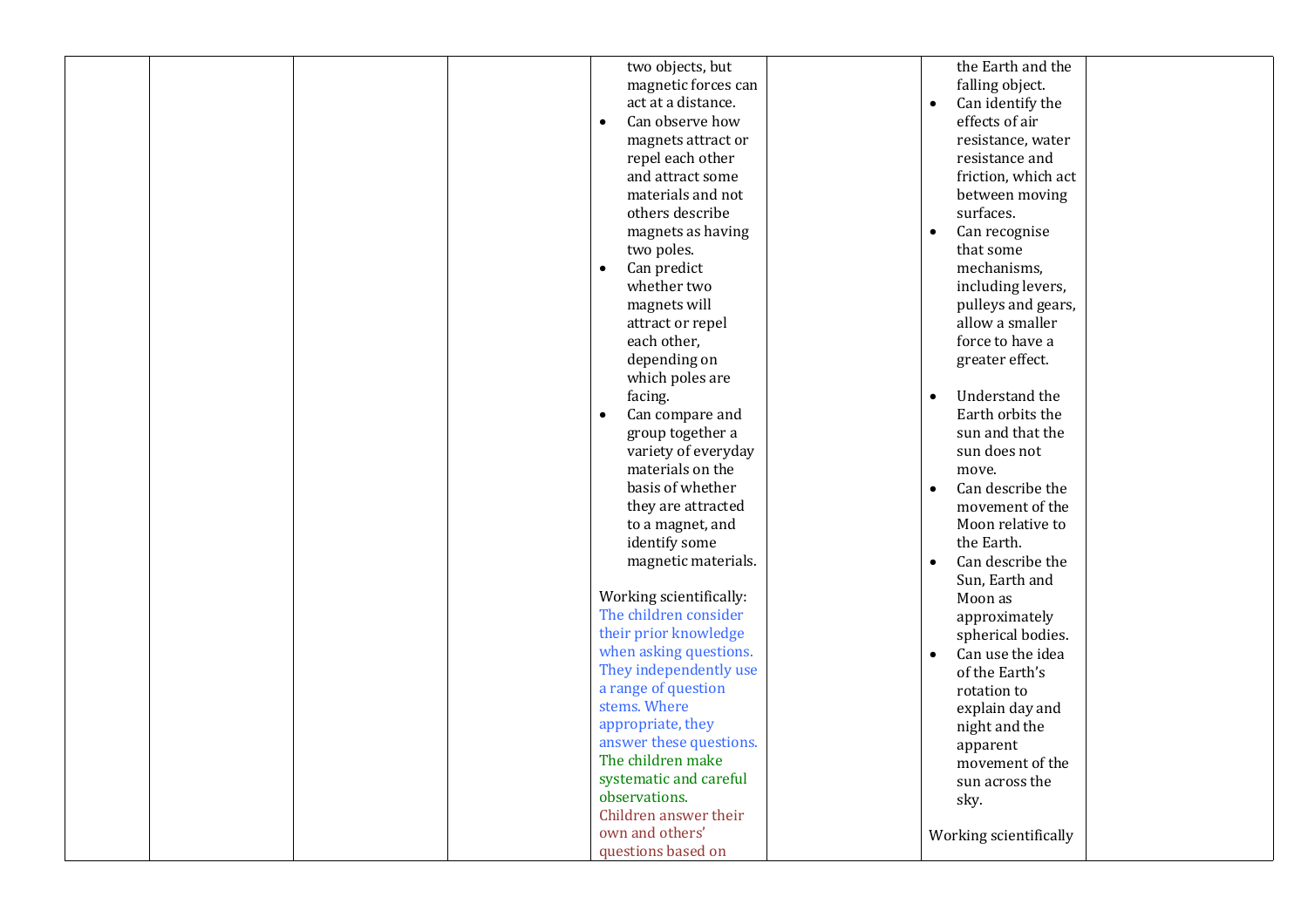| | | | | | | | |
|---|---|---|---|---|---|---|---|
| | | | | two objects, but magnetic forces can act at a distance.<br>• Can observe how magnets attract or repel each other and attract some materials and not others describe magnets as having two poles.<br>• Can predict whether two magnets will attract or repel each other, depending on which poles are facing.<br>• Can compare and group together a variety of everyday materials on the basis of whether they are attracted to a magnet, and identify some magnetic materials.<br><br>Working scientifically:<br>The children consider their prior knowledge when asking questions. They independently use a range of question stems. Where appropriate, they answer these questions.<br>The children make systematic and careful observations.<br>Children answer their own and others' questions based on | | the Earth and the falling object.<br>• Can identify the effects of air resistance, water resistance and friction, which act between moving surfaces.<br>• Can recognise that some mechanisms, including levers, pulleys and gears, allow a smaller force to have a greater effect.<br><br>• Understand the Earth orbits the sun and that the sun does not move.<br>• Can describe the movement of the Moon relative to the Earth.<br>• Can describe the Sun, Earth and Moon as approximately spherical bodies.<br>• Can use the idea of the Earth's rotation to explain day and night and the apparent movement of the sun across the sky.<br><br>Working scientifically | |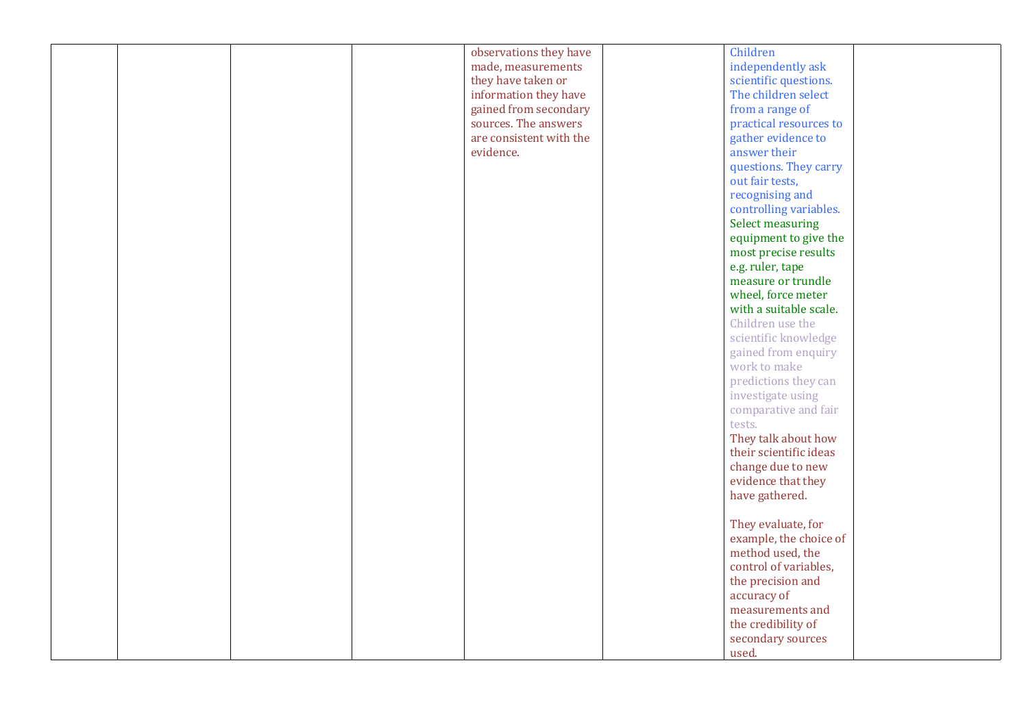| | | | | | | | |
|---|---|---|---|---|---|---|---|
| | | | | observations they have made, measurements they have taken or information they have gained from secondary sources. The answers are consistent with the evidence. | | Children independently ask scientific questions. The children select from a range of practical resources to gather evidence to answer their questions. They carry out fair tests, recognising and controlling variables. Select measuring equipment to give the most precise results e.g. ruler, tape measure or trundle wheel, force meter with a suitable scale. Children use the scientific knowledge gained from enquiry work to make predictions they can investigate using comparative and fair tests. They talk about how their scientific ideas change due to new evidence that they have gathered. They evaluate, for example, the choice of method used, the control of variables, the precision and accuracy of measurements and the credibility of secondary sources used. | |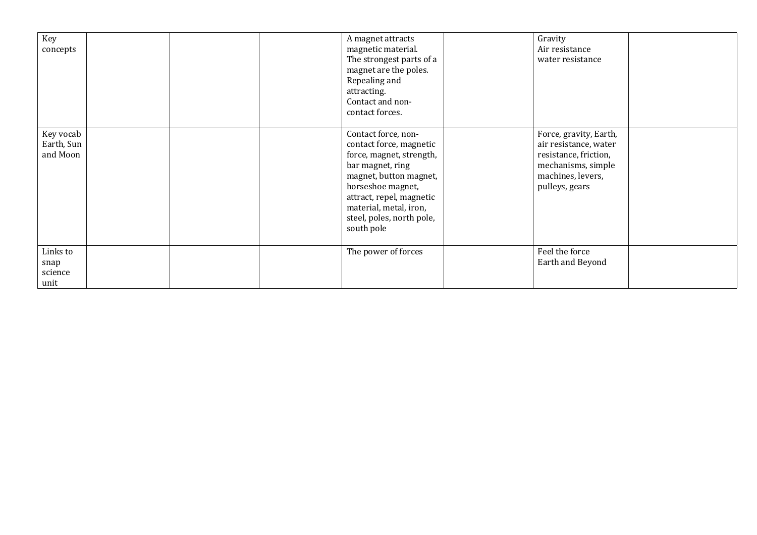| | | | | | | | |
|---|---|---|---|---|---|---|---|
| Key concepts | | | | A magnet attracts magnetic material.<br>The strongest parts of a magnet are the poles.<br>Repealing and attracting.<br>Contact and non-contact forces. | | Gravity<br>Air resistance<br>water resistance | |
| Key vocab Earth, Sun and Moon | | | | Contact force, non-contact force, magnetic force, magnet, strength, bar magnet, ring magnet, button magnet, horseshoe magnet, attract, repel, magnetic material, metal, iron, steel, poles, north pole, south pole | | Force, gravity, Earth, air resistance, water resistance, friction, mechanisms, simple machines, levers, pulleys, gears | |
| Links to snap science unit | | | | The power of forces | | Feel the force<br>Earth and Beyond | |